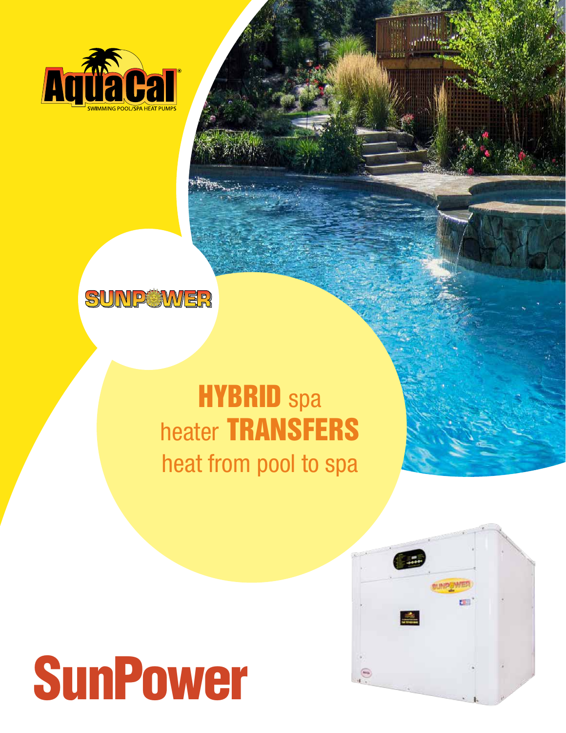AquaCal®

SWIMMING POOL/SPA HEAT PUMPS

SUNPOWER

# HYBRID spa heater TRANSFERS heat from pool to spa

# SunPower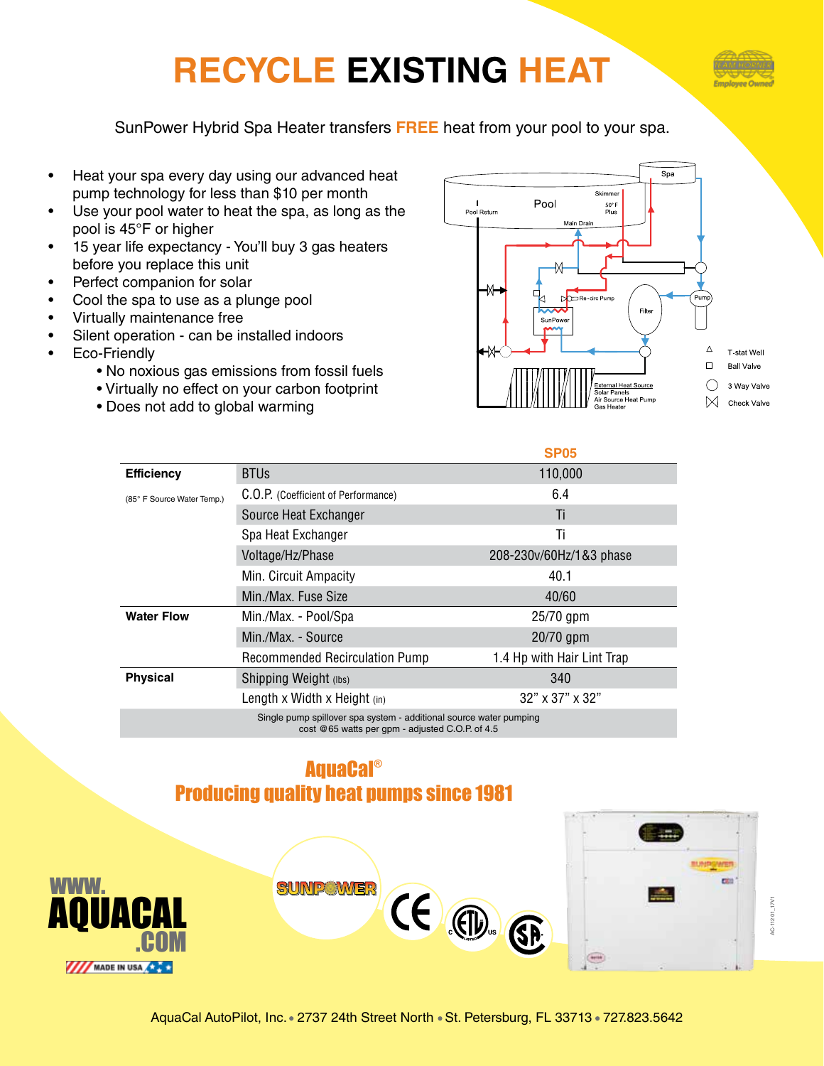# RECYCLE EXISTING HEAT

SunPower Hybrid Spa Heater transfers **FREE** heat from your pool to your spa.

- Heat your spa every day using our advanced heat pump technology for less than $10 per month
- Use your pool water to heat the spa, as long as the pool is 45°F or higher
- 15 year life expectancy - You'll buy 3 gas heaters before you replace this unit
- Perfect companion for solar
- Cool the spa to use as a plunge pool
- Virtually maintenance free
- Silent operation - can be installed indoors
- Eco-Friendly
  - No noxious gas emissions from fossil fuels
  - Virtually no effect on your carbon footprint
  - Does not add to global warming

Spa
Pool
Skimmer
50° F Plus
Pool Return
Main Drain
Re-circ Pump
Filter
Pump
SunPower
External Heat Source
Solar Panels
Air Source Heat Pump
Gas Heater
T-stat Well
Ball Valve
3 Way Valve
Check Valve

| | | SP05 |
|---|---|---|
| **Efficiency** | BTUs | 110,000 |
| (85° F Source Water Temp.) | C.O.P. (Coefficient of Performance) | 6.4 |
| | Source Heat Exchanger | Ti |
| | Spa Heat Exchanger | Ti |
| | Voltage/Hz/Phase | 208-230v/60Hz/1&3 phase |
| | Min. Circuit Ampacity | 40.1 |
| | Min./Max. Fuse Size | 40/60 |
| **Water Flow** | Min./Max. - Pool/Spa | 25/70 gpm |
| | Min./Max. - Source | 20/70 gpm |
| | Recommended Recirculation Pump | 1.4 Hp with Hair Lint Trap |
| **Physical** | Shipping Weight (lbs) | 340 |
| | Length x Width x Height (in) | 32" x 37" x 32" |

Single pump spillover spa system - additional source water pumping cost @65 watts per gpm - adjusted C.O.P. of 4.5

## AquaCal®
## Producing quality heat pumps since 1981

WWW.AQUACAL.COM

MADE IN USA

AquaCal AutoPilot, Inc. • 2737 24th Street North • St. Petersburg, FL 33713 • 727.823.5642